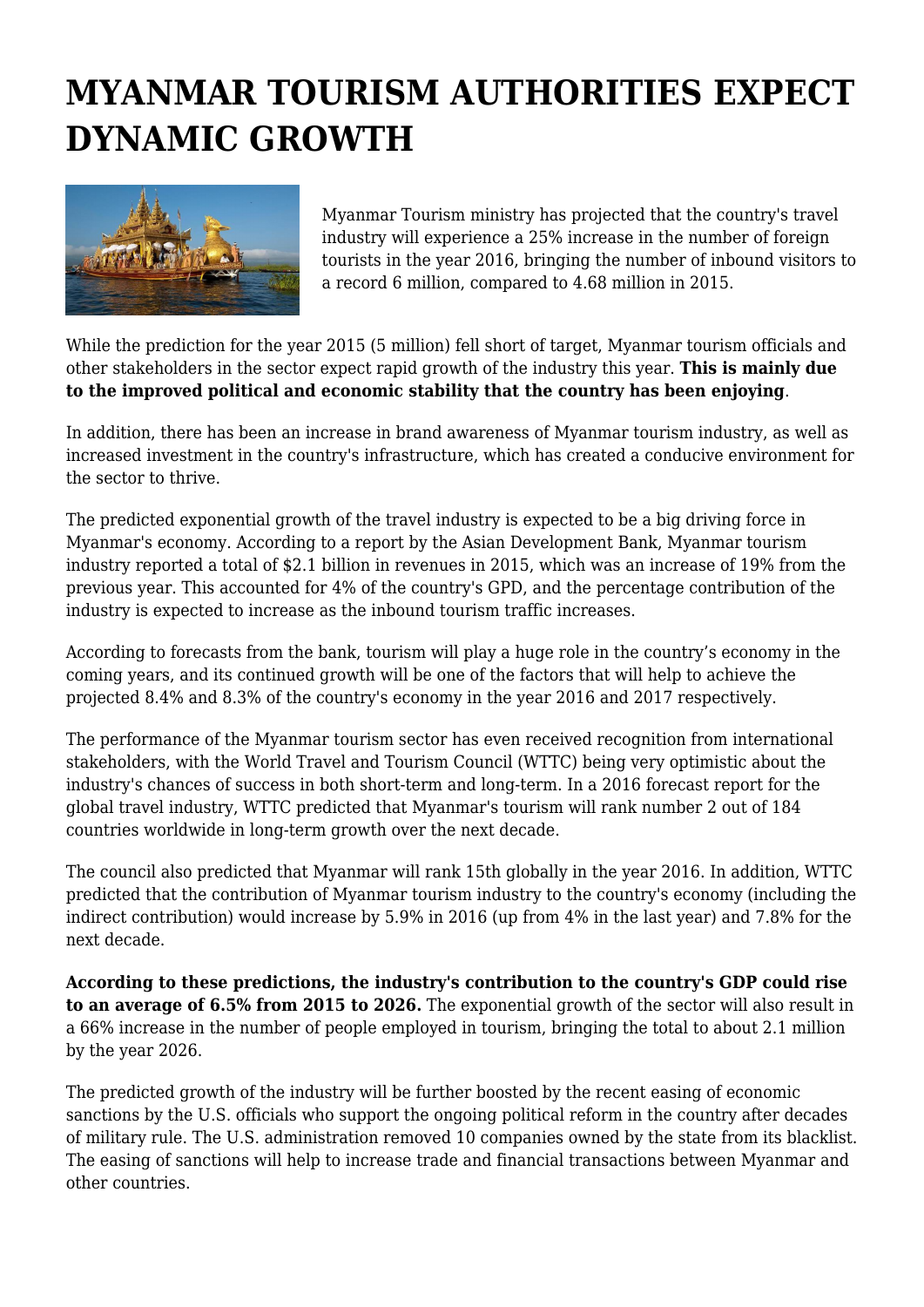# MYANMAR TOURISM AUTHORITIES EXPECT DYNAMIC GROWTH

Myanmar Tourism ministry has projected that the country's travel industry will experience a 25% increase in the number of foreign tourists in the year 2016, bringing the number of inbound visitors to a record 6 million, compared to 4.68 million in 2015.

While the prediction for the year 2015 (5 million) fell short of target, Myanmar tourism officials and other stakeholders in the sector expect rapid growth of the industry this year. **This is mainly due to the improved political and economic stability that the country has been enjoying**.

In addition, there has been an increase in brand awareness of Myanmar tourism industry, as well as increased investment in the country's infrastructure, which has created a conducive environment for the sector to thrive.

The predicted exponential growth of the travel industry is expected to be a big driving force in Myanmar's economy. According to a report by the Asian Development Bank, Myanmar tourism industry reported a total of $2.1 billion in revenues in 2015, which was an increase of 19% from the previous year. This accounted for 4% of the country's GPD, and the percentage contribution of the industry is expected to increase as the inbound tourism traffic increases.

According to forecasts from the bank, tourism will play a huge role in the country's economy in the coming years, and its continued growth will be one of the factors that will help to achieve the projected 8.4% and 8.3% of the country's economy in the year 2016 and 2017 respectively.

The performance of the Myanmar tourism sector has even received recognition from international stakeholders, with the World Travel and Tourism Council (WTTC) being very optimistic about the industry's chances of success in both short-term and long-term. In a 2016 forecast report for the global travel industry, WTTC predicted that Myanmar's tourism will rank number 2 out of 184 countries worldwide in long-term growth over the next decade.

The council also predicted that Myanmar will rank 15th globally in the year 2016. In addition, WTTC predicted that the contribution of Myanmar tourism industry to the country's economy (including the indirect contribution) would increase by 5.9% in 2016 (up from 4% in the last year) and 7.8% for the next decade.

**According to these predictions, the industry's contribution to the country's GDP could rise to an average of 6.5% from 2015 to 2026.** The exponential growth of the sector will also result in a 66% increase in the number of people employed in tourism, bringing the total to about 2.1 million by the year 2026.

The predicted growth of the industry will be further boosted by the recent easing of economic sanctions by the U.S. officials who support the ongoing political reform in the country after decades of military rule. The U.S. administration removed 10 companies owned by the state from its blacklist. The easing of sanctions will help to increase trade and financial transactions between Myanmar and other countries.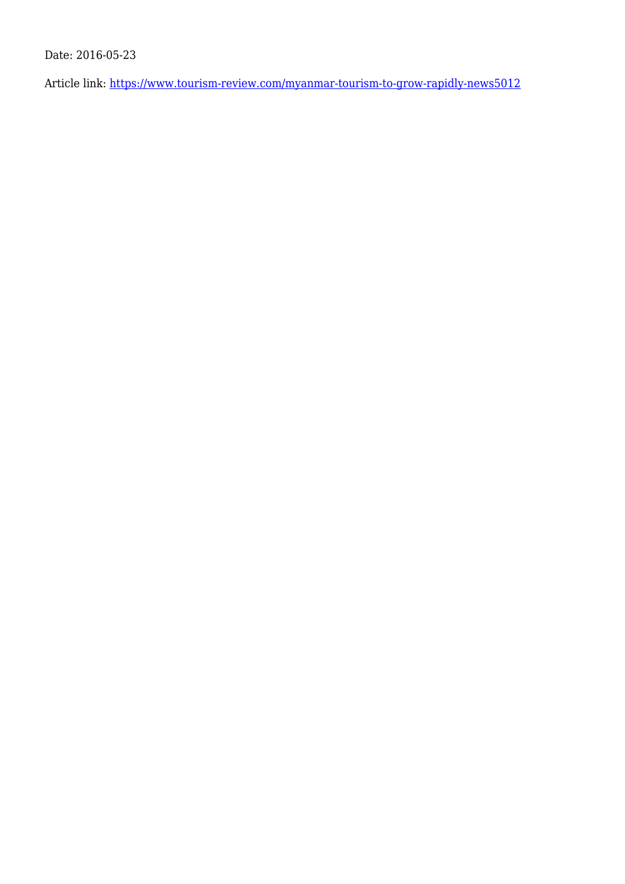Date: 2016-05-23

Article link: https://www.tourism-review.com/myanmar-tourism-to-grow-rapidly-news5012